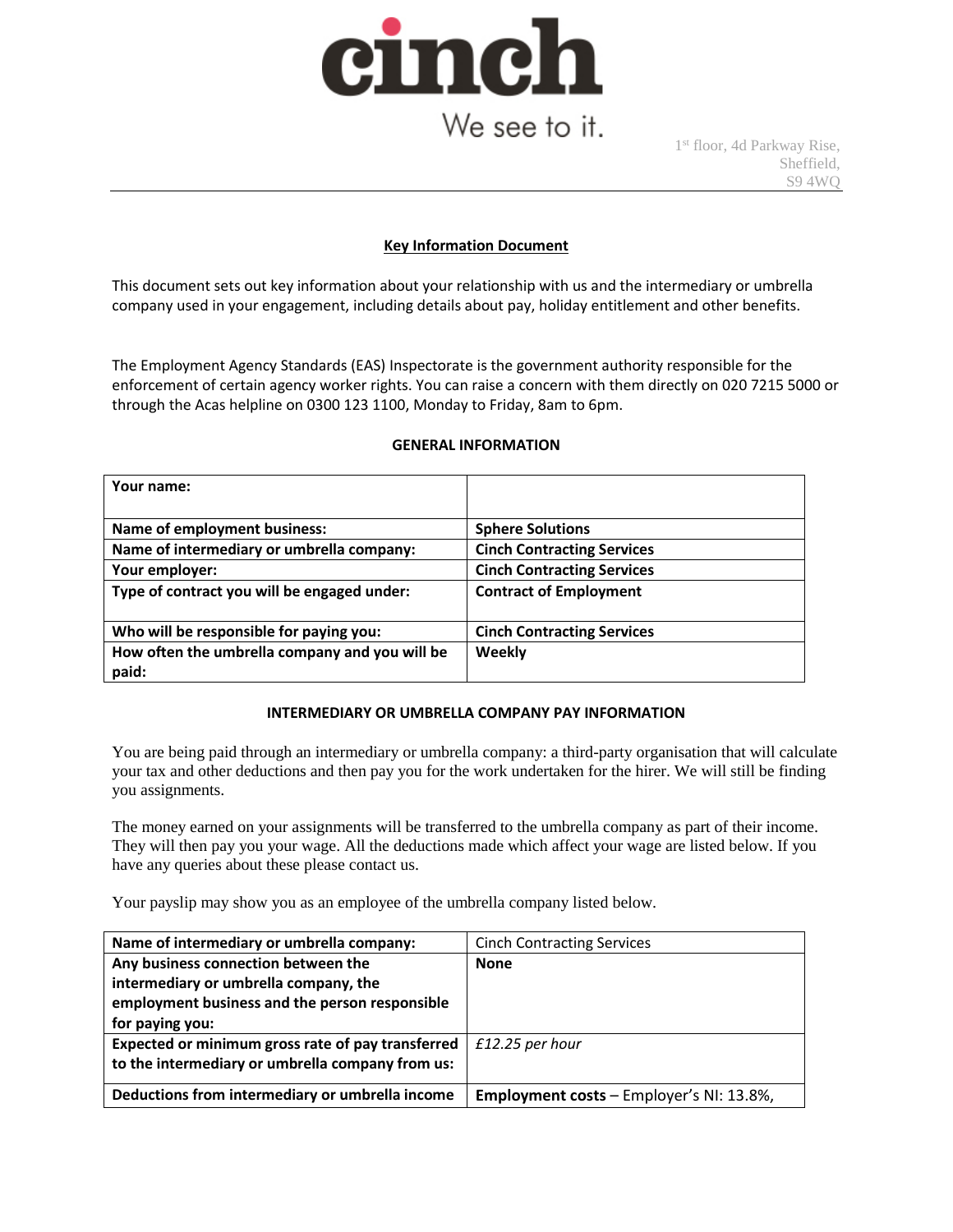cinch

We see to it.

1st floor, 4d Parkway Rise,
Sheffield,
S9 4WQ

## Key Information Document

This document sets out key information about your relationship with us and the intermediary or umbrella company used in your engagement, including details about pay, holiday entitlement and other benefits.

The Employment Agency Standards (EAS) Inspectorate is the government authority responsible for the enforcement of certain agency worker rights. You can raise a concern with them directly on 020 7215 5000 or through the Acas helpline on 0300 123 1100, Monday to Friday, 8am to 6pm.

### GENERAL INFORMATION

| | |
|---|---|
| **Your name:** | |
| **Name of employment business:** | **Sphere Solutions** |
| **Name of intermediary or umbrella company:** | **Cinch Contracting Services** |
| **Your employer:** | **Cinch Contracting Services** |
| **Type of contract you will be engaged under:** | **Contract of Employment** |
| **Who will be responsible for paying you:** | **Cinch Contracting Services** |
| **How often the umbrella company and you will be paid:** | **Weekly** |

### INTERMEDIARY OR UMBRELLA COMPANY PAY INFORMATION

You are being paid through an intermediary or umbrella company: a third-party organisation that will calculate your tax and other deductions and then pay you for the work undertaken for the hirer. We will still be finding you assignments.

The money earned on your assignments will be transferred to the umbrella company as part of their income. They will then pay you your wage. All the deductions made which affect your wage are listed below. If you have any queries about these please contact us.

Your payslip may show you as an employee of the umbrella company listed below.

| | |
|---|---|
| **Name of intermediary or umbrella company:** | Cinch Contracting Services |
| **Any business connection between the intermediary or umbrella company, the employment business and the person responsible for paying you:** | **None** |
| **Expected or minimum gross rate of pay transferred to the intermediary or umbrella company from us:** | *£12.25 per hour* |
| **Deductions from intermediary or umbrella income** | **Employment costs** – Employer's NI: 13.8%, |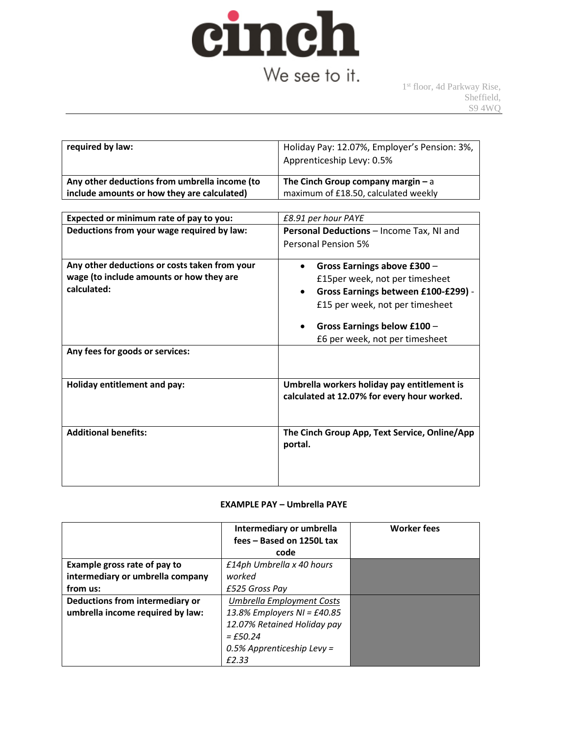| required by law: | Holiday Pay: 12.07%, Employer's Pension: 3%, Apprenticeship Levy: 0.5% |
|---|---|
| **Any other deductions from umbrella income (to include amounts or how they are calculated)** | **The Cinch Group company margin –** a maximum of £18.50, calculated weekly |

| **Expected or minimum rate of pay to you:** | *£8.91 per hour PAYE* |
|---|---|
| **Deductions from your wage required by law:** | **Personal Deductions** – Income Tax, NI and Personal Pension 5% |
| **Any other deductions or costs taken from your wage (to include amounts or how they are calculated:** | • **Gross Earnings above £300** – £15per week, not per timesheet<br>• **Gross Earnings between £100-£299)** - £15 per week, not per timesheet<br>• **Gross Earnings below £100** – £6 per week, not per timesheet |
| **Any fees for goods or services:** | |
| **Holiday entitlement and pay:** | **Umbrella workers holiday pay entitlement is calculated at 12.07% for every hour worked.** |
| **Additional benefits:** | **The Cinch Group App, Text Service, Online/App portal.** |

**EXAMPLE PAY – Umbrella PAYE**

| | **Intermediary or umbrella fees – Based on 1250L tax code** | **Worker fees** |
|---|---|---|
| **Example gross rate of pay to intermediary or umbrella company from us:** | *£14ph Umbrella x 40 hours worked*<br>*£525 Gross Pay* | |
| **Deductions from intermediary or umbrella income required by law:** | *Umbrella Employment Costs*<br>*13.8% Employers NI = £40.85*<br>*12.07% Retained Holiday pay = £50.24*<br>*0.5% Apprenticeship Levy = £2.33* | |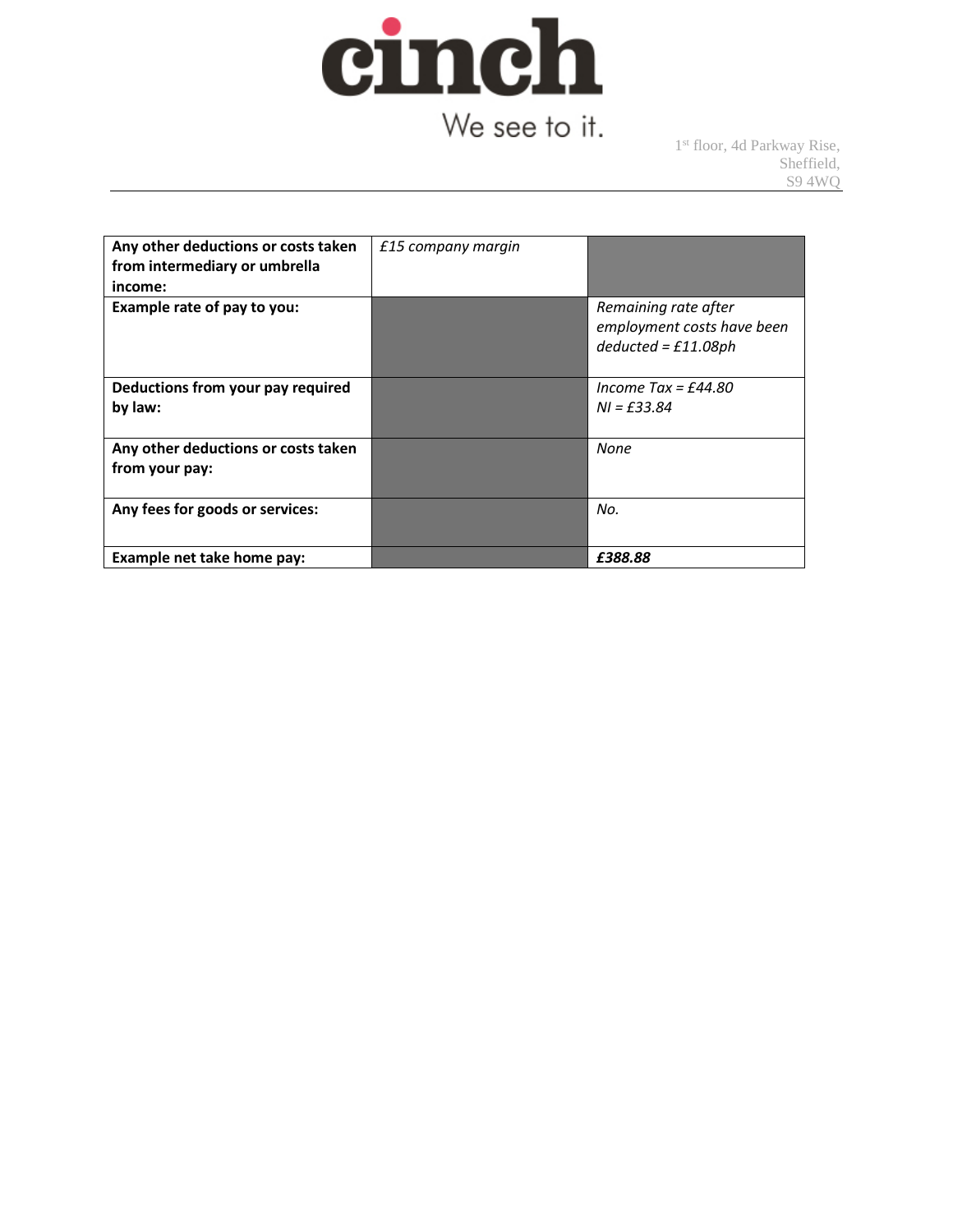| | | |
|---|---|---|
| **Any other deductions or costs taken from intermediary or umbrella income:** | *£15 company margin* | |
| **Example rate of pay to you:** | | *Remaining rate after employment costs have been deducted = £11.08ph* |
| **Deductions from your pay required by law:** | | *Income Tax = £44.80*<br>*NI = £33.84* |
| **Any other deductions or costs taken from your pay:** | | *None* |
| **Any fees for goods or services:** | | *No.* |
| **Example net take home pay:** | | ***£388.88*** |